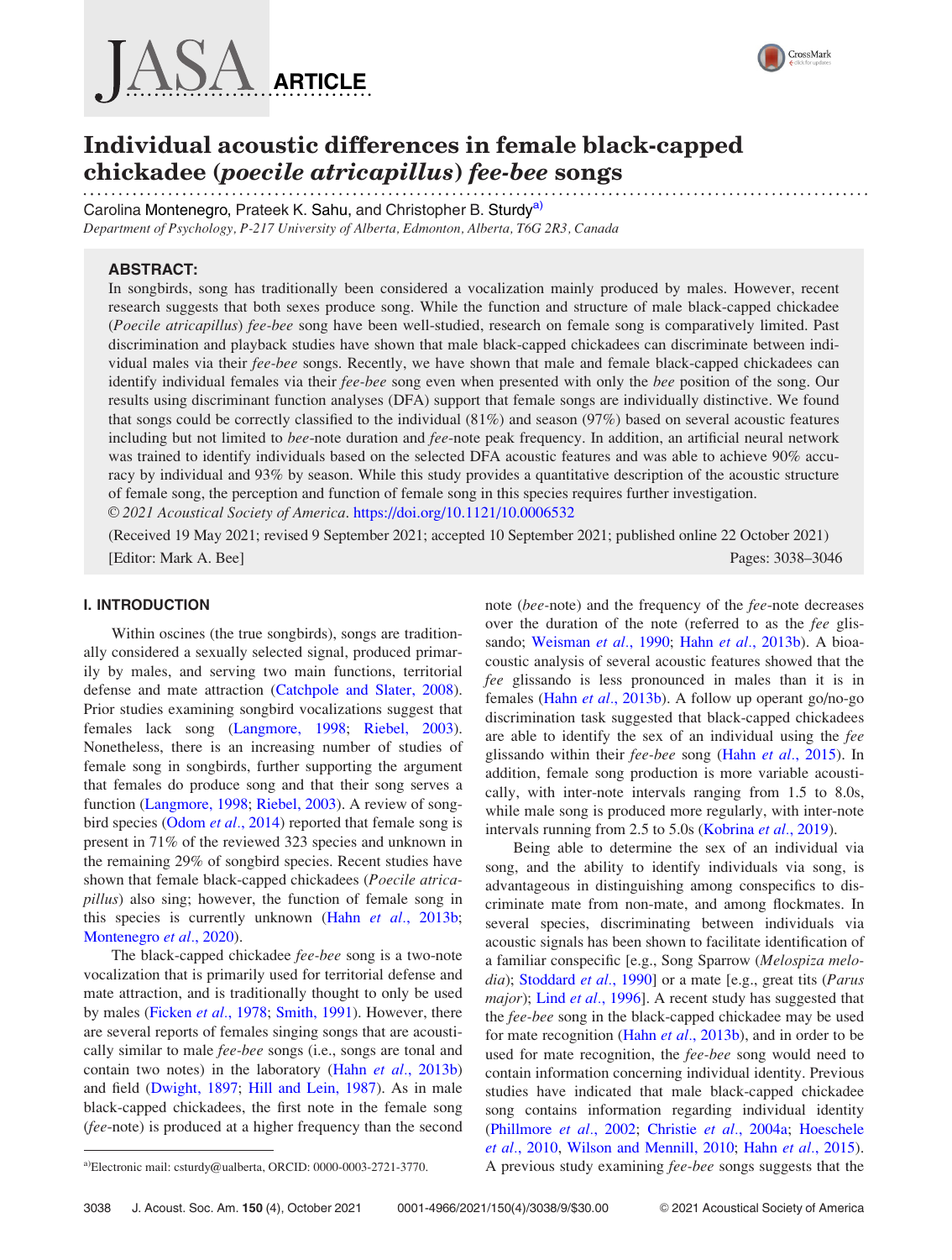# Individual acoustic differences in female black-capped chickadee (*poecile atricapillus*) *fee-bee* songs

Carolina Montenegro, Prateek K. Sahu, and Christopher B. Sturdy[a)]

*Department of Psychology, P-217 University of Alberta, Edmonton, Alberta, T6G 2R3, Canada*

## ABSTRACT:

In songbirds, song has traditionally been considered a vocalization mainly produced by males. However, recent research suggests that both sexes produce song. While the function and structure of male black-capped chickadee (*Poecile atricapillus*) *fee-bee* song have been well-studied, research on female song is comparatively limited. Past discrimination and playback studies have shown that male black-capped chickadees can discriminate between individual males via their *fee-bee* songs. Recently, we have shown that male and female black-capped chickadees can identify individual females via their *fee-bee* song even when presented with only the *bee* position of the song. Our results using discriminant function analyses (DFA) support that female songs are individually distinctive. We found that songs could be correctly classified to the individual (81%) and season (97%) based on several acoustic features including but not limited to *bee*-note duration and *fee*-note peak frequency. In addition, an artificial neural network was trained to identify individuals based on the selected DFA acoustic features and was able to achieve 90% accuracy by individual and 93% by season. While this study provides a quantitative description of the acoustic structure of female song, the perception and function of female song in this species requires further investigation.

*© 2021 Acoustical Society of America*. https://doi.org/10.1121/10.0006532

(Received 19 May 2021; revised 9 September 2021; accepted 10 September 2021; published online 22 October 2021)

[Editor: Mark A. Bee]

## I. INTRODUCTION

Within oscines (the true songbirds), songs are traditionally considered a sexually selected signal, produced primarily by males, and serving two main functions, territorial defense and mate attraction (Catchpole and Slater, 2008). Prior studies examining songbird vocalizations suggest that females lack song (Langmore, 1998; Riebel, 2003). Nonetheless, there is an increasing number of studies of female song in songbirds, further supporting the argument that females do produce song and that their song serves a function (Langmore, 1998; Riebel, 2003). A review of songbird species (Odom *et al.*, 2014) reported that female song is present in 71% of the reviewed 323 species and unknown in the remaining 29% of songbird species. Recent studies have shown that female black-capped chickadees (*Poecile atricapillus*) also sing; however, the function of female song in this species is currently unknown (Hahn *et al.*, 2013b; Montenegro *et al.*, 2020).

The black-capped chickadee *fee-bee* song is a two-note vocalization that is primarily used for territorial defense and mate attraction, and is traditionally thought to only be used by males (Ficken *et al.*, 1978; Smith, 1991). However, there are several reports of females singing songs that are acoustically similar to male *fee-bee* songs (i.e., songs are tonal and contain two notes) in the laboratory (Hahn *et al.*, 2013b) and field (Dwight, 1897; Hill and Lein, 1987). As in male black-capped chickadees, the first note in the female song (*fee*-note) is produced at a higher frequency than the second note (*bee*-note) and the frequency of the *fee*-note decreases over the duration of the note (referred to as the *fee* glissando; Weisman *et al.*, 1990; Hahn *et al.*, 2013b). A bioacoustic analysis of several acoustic features showed that the *fee* glissando is less pronounced in males than it is in females (Hahn *et al.*, 2013b). A follow up operant go/no-go discrimination task suggested that black-capped chickadees are able to identify the sex of an individual using the *fee* glissando within their *fee-bee* song (Hahn *et al.*, 2015). In addition, female song production is more variable acoustically, with inter-note intervals ranging from 1.5 to 8.0s, while male song is produced more regularly, with inter-note intervals running from 2.5 to 5.0s (Kobrina *et al.*, 2019).

Being able to determine the sex of an individual via song, and the ability to identify individuals via song, is advantageous in distinguishing among conspecifics to discriminate mate from non-mate, and among flockmates. In several species, discriminating between individuals via acoustic signals has been shown to facilitate identification of a familiar conspecific [e.g., Song Sparrow (*Melospiza melodia*); Stoddard *et al.*, 1990] or a mate [e.g., great tits (*Parus major*); Lind *et al.*, 1996]. A recent study has suggested that the *fee-bee* song in the black-capped chickadee may be used for mate recognition (Hahn *et al.*, 2013b), and in order to be used for mate recognition, the *fee-bee* song would need to contain information concerning individual identity. Previous studies have indicated that male black-capped chickadee song contains information regarding individual identity (Phillmore *et al.*, 2002; Christie *et al.*, 2004a; Hoeschele *et al.*, 2010, Wilson and Mennill, 2010; Hahn *et al.*, 2015). A previous study examining *fee-bee* songs suggests that the

[a)]Electronic mail: csturdy@ualberta, ORCID: 0000-0003-2721-3770.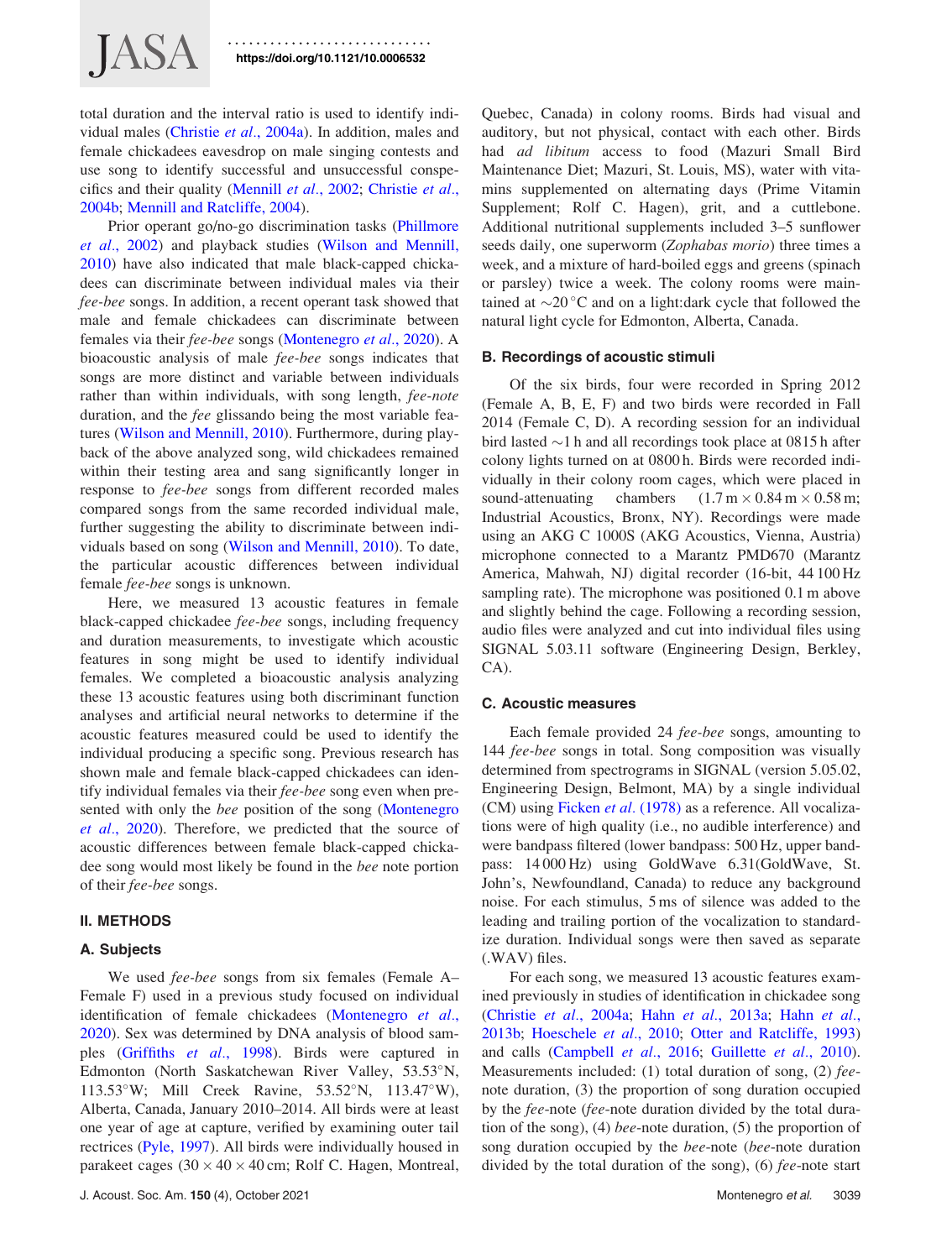total duration and the interval ratio is used to identify individual males (Christie *et al.*, 2004a). In addition, males and female chickadees eavesdrop on male singing contests and use song to identify successful and unsuccessful conspecifics and their quality (Mennill *et al.*, 2002; Christie *et al.*, 2004b; Mennill and Ratcliffe, 2004).

Prior operant go/no-go discrimination tasks (Phillmore *et al.*, 2002) and playback studies (Wilson and Mennill, 2010) have also indicated that male black-capped chickadees can discriminate between individual males via their *fee-bee* songs. In addition, a recent operant task showed that male and female chickadees can discriminate between females via their *fee-bee* songs (Montenegro *et al.*, 2020). A bioacoustic analysis of male *fee-bee* songs indicates that songs are more distinct and variable between individuals rather than within individuals, with song length, *fee-note* duration, and the *fee* glissando being the most variable features (Wilson and Mennill, 2010). Furthermore, during playback of the above analyzed song, wild chickadees remained within their testing area and sang significantly longer in response to *fee-bee* songs from different recorded males compared songs from the same recorded individual male, further suggesting the ability to discriminate between individuals based on song (Wilson and Mennill, 2010). To date, the particular acoustic differences between individual female *fee-bee* songs is unknown.

Here, we measured 13 acoustic features in female black-capped chickadee *fee-bee* songs, including frequency and duration measurements, to investigate which acoustic features in song might be used to identify individual females. We completed a bioacoustic analysis analyzing these 13 acoustic features using both discriminant function analyses and artificial neural networks to determine if the acoustic features measured could be used to identify the individual producing a specific song. Previous research has shown male and female black-capped chickadees can identify individual females via their *fee-bee* song even when presented with only the *bee* position of the song (Montenegro *et al.*, 2020). Therefore, we predicted that the source of acoustic differences between female black-capped chickadee song would most likely be found in the *bee* note portion of their *fee-bee* songs.

## II. METHODS

### A. Subjects

We used *fee-bee* songs from six females (Female A–Female F) used in a previous study focused on individual identification of female chickadees (Montenegro *et al.*, 2020). Sex was determined by DNA analysis of blood samples (Griffiths *et al.*, 1998). Birds were captured in Edmonton (North Saskatchewan River Valley, 53.53°N, 113.53°W; Mill Creek Ravine, 53.52°N, 113.47°W), Alberta, Canada, January 2010–2014. All birds were at least one year of age at capture, verified by examining outer tail rectrices (Pyle, 1997). All birds were individually housed in parakeet cages ($30 \times 40 \times 40$ cm; Rolf C. Hagen, Montreal, Quebec, Canada) in colony rooms. Birds had visual and auditory, but not physical, contact with each other. Birds had *ad libitum* access to food (Mazuri Small Bird Maintenance Diet; Mazuri, St. Louis, MS), water with vitamins supplemented on alternating days (Prime Vitamin Supplement; Rolf C. Hagen), grit, and a cuttlebone. Additional nutritional supplements included 3–5 sunflower seeds daily, one superworm (*Zophabas morio*) three times a week, and a mixture of hard-boiled eggs and greens (spinach or parsley) twice a week. The colony rooms were maintained at ~20 °C and on a light:dark cycle that followed the natural light cycle for Edmonton, Alberta, Canada.

### B. Recordings of acoustic stimuli

Of the six birds, four were recorded in Spring 2012 (Female A, B, E, F) and two birds were recorded in Fall 2014 (Female C, D). A recording session for an individual bird lasted ~1 h and all recordings took place at 0815 h after colony lights turned on at 0800 h. Birds were recorded individually in their colony room cages, which were placed in sound-attenuating chambers ($1.7\,\text{m} \times 0.84\,\text{m} \times 0.58\,\text{m}$; Industrial Acoustics, Bronx, NY). Recordings were made using an AKG C 1000S (AKG Acoustics, Vienna, Austria) microphone connected to a Marantz PMD670 (Marantz America, Mahwah, NJ) digital recorder (16-bit, 44 100 Hz sampling rate). The microphone was positioned 0.1 m above and slightly behind the cage. Following a recording session, audio files were analyzed and cut into individual files using SIGNAL 5.03.11 software (Engineering Design, Berkley, CA).

### C. Acoustic measures

Each female provided 24 *fee-bee* songs, amounting to 144 *fee-bee* songs in total. Song composition was visually determined from spectrograms in SIGNAL (version 5.05.02, Engineering Design, Belmont, MA) by a single individual (CM) using Ficken *et al.* (1978) as a reference. All vocalizations were of high quality (i.e., no audible interference) and were bandpass filtered (lower bandpass: 500 Hz, upper bandpass: 14 000 Hz) using GoldWave 6.31(GoldWave, St. John's, Newfoundland, Canada) to reduce any background noise. For each stimulus, 5 ms of silence was added to the leading and trailing portion of the vocalization to standardize duration. Individual songs were then saved as separate (.WAV) files.

For each song, we measured 13 acoustic features examined previously in studies of identification in chickadee song (Christie *et al.*, 2004a; Hahn *et al.*, 2013a; Hahn *et al.*, 2013b; Hoeschele *et al.*, 2010; Otter and Ratcliffe, 1993) and calls (Campbell *et al.*, 2016; Guillette *et al.*, 2010). Measurements included: (1) total duration of song, (2) *fee*-note duration, (3) the proportion of song duration occupied by the *fee*-note (*fee*-note duration divided by the total duration of the song), (4) *bee*-note duration, (5) the proportion of song duration occupied by the *bee*-note (*bee*-note duration divided by the total duration of the song), (6) *fee*-note start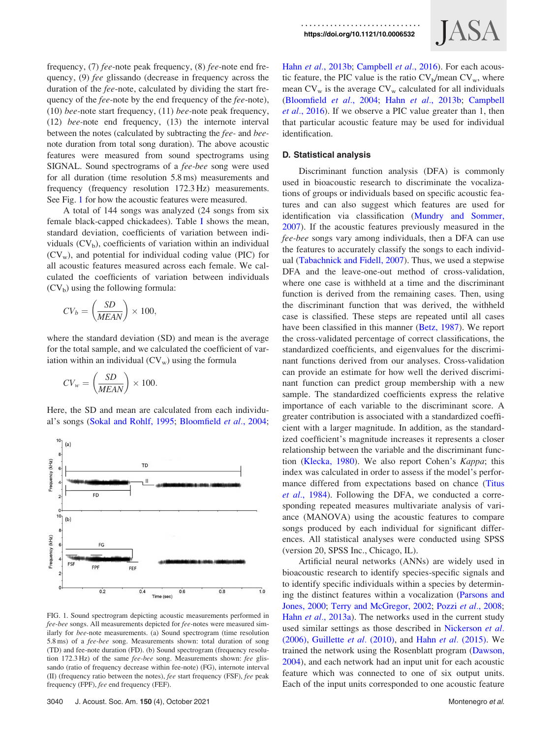frequency, (7) *fee*-note peak frequency, (8) *fee*-note end frequency, (9) *fee* glissando (decrease in frequency across the duration of the *fee*-note, calculated by dividing the start frequency of the *fee*-note by the end frequency of the *fee*-note), (10) *bee*-note start frequency, (11) *bee*-note peak frequency, (12) *bee*-note end frequency, (13) the internote interval between the notes (calculated by subtracting the *fee*- and *bee*-note duration from total song duration). The above acoustic features were measured from sound spectrograms using SIGNAL. Sound spectrograms of a *fee-bee* song were used for all duration (time resolution 5.8 ms) measurements and frequency (frequency resolution 172.3 Hz) measurements. See Fig. 1 for how the acoustic features were measured.

A total of 144 songs was analyzed (24 songs from six female black-capped chickadees). Table I shows the mean, standard deviation, coefficients of variation between individuals ($CV_b$), coefficients of variation within an individual ($CV_w$), and potential for individual coding value (PIC) for all acoustic features measured across each female. We calculated the coefficients of variation between individuals ($CV_b$) using the following formula:

$$CV_b = \left(\frac{SD}{MEAN}\right) \times 100,$$

where the standard deviation (SD) and mean is the average for the total sample, and we calculated the coefficient of variation within an individual ($CV_w$) using the formula

$$CV_w = \left(\frac{SD}{MEAN}\right) \times 100.$$

Here, the SD and mean are calculated from each individual's songs (Sokal and Rohlf, 1995; Bloomfield *et al.*, 2004; Hahn *et al.*, 2013b; Campbell *et al.*, 2016). For each acoustic feature, the PIC value is the ratio $CV_b$/mean $CV_w$, where mean $CV_w$ is the average $CV_w$ calculated for all individuals (Bloomfield *et al.*, 2004; Hahn *et al.*, 2013b; Campbell *et al.*, 2016). If we observe a PIC value greater than 1, then that particular acoustic feature may be used for individual identification.

FIG. 1. Sound spectrogram depicting acoustic measurements performed in *fee-bee* songs. All measurements depicted for *fee*-notes were measured similarly for *bee*-note measurements. (a) Sound spectrogram (time resolution 5.8 ms) of a *fee-bee* song. Measurements shown: total duration of song (TD) and fee-note duration (FD). (b) Sound spectrogram (frequency resolution 172.3 Hz) of the same *fee-bee* song. Measurements shown: *fee* glissando (ratio of frequency decrease within fee-note) (FG), internote interval (II) (frequency ratio between the notes), *fee* start frequency (FSF), *fee* peak frequency (FPF), *fee* end frequency (FEF).

### D. Statistical analysis

Discriminant function analysis (DFA) is commonly used in bioacoustic research to discriminate the vocalizations of groups or individuals based on specific acoustic features and can also suggest which features are used for identification via classification (Mundry and Sommer, 2007). If the acoustic features previously measured in the *fee-bee* songs vary among individuals, then a DFA can use the features to accurately classify the songs to each individual (Tabachnick and Fidell, 2007). Thus, we used a stepwise DFA and the leave-one-out method of cross-validation, where one case is withheld at a time and the discriminant function is derived from the remaining cases. Then, using the discriminant function that was derived, the withheld case is classified. These steps are repeated until all cases have been classified in this manner (Betz, 1987). We report the cross-validated percentage of correct classifications, the standardized coefficients, and eigenvalues for the discriminant functions derived from our analyses. Cross-validation can provide an estimate for how well the derived discriminant function can predict group membership with a new sample. The standardized coefficients express the relative importance of each variable to the discriminant score. A greater contribution is associated with a standardized coefficient with a larger magnitude. In addition, as the standardized coefficient's magnitude increases it represents a closer relationship between the variable and the discriminant function (Klecka, 1980). We also report Cohen's *Kappa*; this index was calculated in order to assess if the model's performance differed from expectations based on chance (Titus *et al.*, 1984). Following the DFA, we conducted a corresponding repeated measures multivariate analysis of variance (MANOVA) using the acoustic features to compare songs produced by each individual for significant differences. All statistical analyses were conducted using SPSS (version 20, SPSS Inc., Chicago, IL).

Artificial neural networks (ANNs) are widely used in bioacoustic research to identify species-specific signals and to identify specific individuals within a species by determining the distinct features within a vocalization (Parsons and Jones, 2000; Terry and McGregor, 2002; Pozzi *et al.*, 2008; Hahn *et al.*, 2013a). The networks used in the current study used similar settings as those described in Nickerson *et al.* (2006), Guillette *et al.* (2010), and Hahn *et al.* (2015). We trained the network using the Rosenblatt program (Dawson, 2004), and each network had an input unit for each acoustic feature which was connected to one of six output units. Each of the input units corresponded to one acoustic feature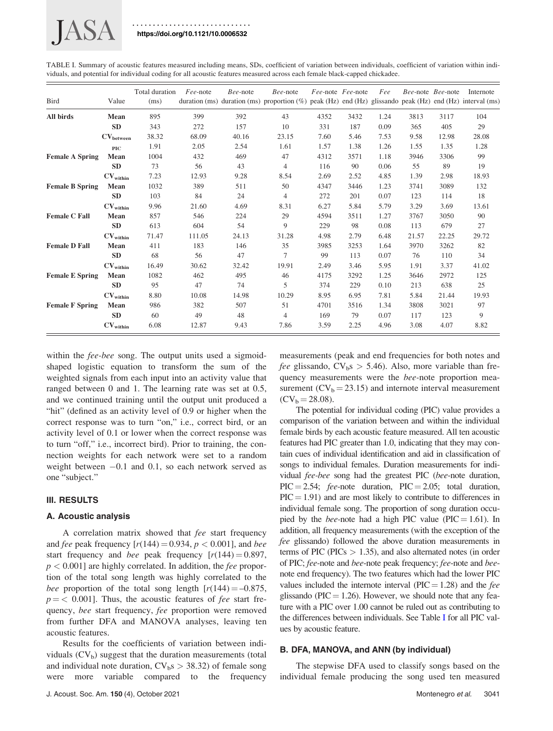TABLE I. Summary of acoustic features measured including means, SDs, coefficient of variation between individuals, coefficient of variation within individuals, and potential for individual coding for all acoustic features measured across each female black-capped chickadee.

| Bird | Value | Total duration (ms) | *Fee*-note duration (ms) | *Bee*-note duration (ms) | *Bee*-note proportion (%) | *Fee*-note peak (Hz) | *Fee*-note end (Hz) | *Fee* glissando | *Bee*-note peak (Hz) | *Bee*-note end (Hz) | Internote interval (ms) |
|---|---|---|---|---|---|---|---|---|---|---|---|
| **All birds** | **Mean** | 895 | 399 | 392 | 43 | 4352 | 3432 | 1.24 | 3813 | 3117 | 104 |
| | **SD** | 343 | 272 | 157 | 10 | 331 | 187 | 0.09 | 365 | 405 | 29 |
| | $\mathbf{CV_{between}}$ | 38.32 | 68.09 | 40.16 | 23.15 | 7.60 | 5.46 | 7.53 | 9.58 | 12.98 | 28.08 |
| | **PIC** | 1.91 | 2.05 | 2.54 | 1.61 | 1.57 | 1.38 | 1.26 | 1.55 | 1.35 | 1.28 |
| **Female A Spring** | **Mean** | 1004 | 432 | 469 | 47 | 4312 | 3571 | 1.18 | 3946 | 3306 | 99 |
| | **SD** | 73 | 56 | 43 | 4 | 116 | 90 | 0.06 | 55 | 89 | 19 |
| | $\mathbf{CV_{within}}$ | 7.23 | 12.93 | 9.28 | 8.54 | 2.69 | 2.52 | 4.85 | 1.39 | 2.98 | 18.93 |
| **Female B Spring** | **Mean** | 1032 | 389 | 511 | 50 | 4347 | 3446 | 1.23 | 3741 | 3089 | 132 |
| | **SD** | 103 | 84 | 24 | 4 | 272 | 201 | 0.07 | 123 | 114 | 18 |
| | $\mathbf{CV_{within}}$ | 9.96 | 21.60 | 4.69 | 8.31 | 6.27 | 5.84 | 5.79 | 3.29 | 3.69 | 13.61 |
| **Female C Fall** | **Mean** | 857 | 546 | 224 | 29 | 4594 | 3511 | 1.27 | 3767 | 3050 | 90 |
| | **SD** | 613 | 604 | 54 | 9 | 229 | 98 | 0.08 | 113 | 679 | 27 |
| | $\mathbf{CV_{within}}$ | 71.47 | 111.05 | 24.13 | 31.28 | 4.98 | 2.79 | 6.48 | 21.57 | 22.25 | 29.72 |
| **Female D Fall** | **Mean** | 411 | 183 | 146 | 35 | 3985 | 3253 | 1.64 | 3970 | 3262 | 82 |
| | **SD** | 68 | 56 | 47 | 7 | 99 | 113 | 0.07 | 76 | 110 | 34 |
| | $\mathbf{CV_{within}}$ | 16.49 | 30.62 | 32.42 | 19.91 | 2.49 | 3.46 | 5.95 | 1.91 | 3.37 | 41.02 |
| **Female E Spring** | **Mean** | 1082 | 462 | 495 | 46 | 4175 | 3292 | 1.25 | 3646 | 2972 | 125 |
| | **SD** | 95 | 47 | 74 | 5 | 374 | 229 | 0.10 | 213 | 638 | 25 |
| | $\mathbf{CV_{within}}$ | 8.80 | 10.08 | 14.98 | 10.29 | 8.95 | 6.95 | 7.81 | 5.84 | 21.44 | 19.93 |
| **Female F Spring** | **Mean** | 986 | 382 | 507 | 51 | 4701 | 3516 | 1.34 | 3808 | 3021 | 97 |
| | **SD** | 60 | 49 | 48 | 4 | 169 | 79 | 0.07 | 117 | 123 | 9 |
| | $\mathbf{CV_{within}}$ | 6.08 | 12.87 | 9.43 | 7.86 | 3.59 | 2.25 | 4.96 | 3.08 | 4.07 | 8.82 |

within the *fee-bee* song. The output units used a sigmoid-shaped logistic equation to transform the sum of the weighted signals from each input into an activity value that ranged between 0 and 1. The learning rate was set at 0.5, and we continued training until the output unit produced a "hit" (defined as an activity level of 0.9 or higher when the correct response was to turn "on," i.e., correct bird, or an activity level of 0.1 or lower when the correct response was to turn "off," i.e., incorrect bird). Prior to training, the connection weights for each network were set to a random weight between $-0.1$ and 0.1, so each network served as one "subject."

## III. RESULTS

### A. Acoustic analysis

A correlation matrix showed that *fee* start frequency and *fee* peak frequency [$r(144) = 0.934$, $p < 0.001$], and *bee* start frequency and *bee* peak frequency [$r(144) = 0.897$, $p < 0.001$] are highly correlated. In addition, the *fee* proportion of the total song length was highly correlated to the *bee* proportion of the total song length [$r(144) = -0.875$, $p = < 0.001$]. Thus, the acoustic features of *fee* start frequency, *bee* start frequency, *fee* proportion were removed from further DFA and MANOVA analyses, leaving ten acoustic features.

Results for the coefficients of variation between individuals ($CV_b$) suggest that the duration measurements (total and individual note duration, $CV_b$s $> 38.32$) of female song were more variable compared to the frequency measurements (peak and end frequencies for both notes and *fee* glissando, $CV_b$s $> 5.46$). Also, more variable than frequency measurements were the *bee*-note proportion measurement ($CV_b = 23.15$) and internote interval measurement ($CV_b = 28.08$).

The potential for individual coding (PIC) value provides a comparison of the variation between and within the individual female birds by each acoustic feature measured. All ten acoustic features had PIC greater than 1.0, indicating that they may contain cues of individual identification and aid in classification of songs to individual females. Duration measurements for individual *fee-bee* song had the greatest PIC (*bee*-note duration, PIC = 2.54; *fee*-note duration, PIC = 2.05; total duration, PIC = 1.91) and are most likely to contribute to differences in individual female song. The proportion of song duration occupied by the *bee*-note had a high PIC value (PIC = 1.61). In addition, all frequency measurements (with the exception of the *fee* glissando) followed the above duration measurements in terms of PIC (PICs > 1.35), and also alternated notes (in order of PIC; *fee*-note and *bee*-note peak frequency; *fee*-note and *bee*-note end frequency). The two features which had the lower PIC values included the internote interval (PIC = 1.28) and the *fee* glissando (PIC = 1.26). However, we should note that any feature with a PIC over 1.00 cannot be ruled out as contributing to the differences between individuals. See Table I for all PIC values by acoustic feature.

### B. DFA, MANOVA, and ANN (by individual)

The stepwise DFA used to classify songs based on the individual female producing the song used ten measured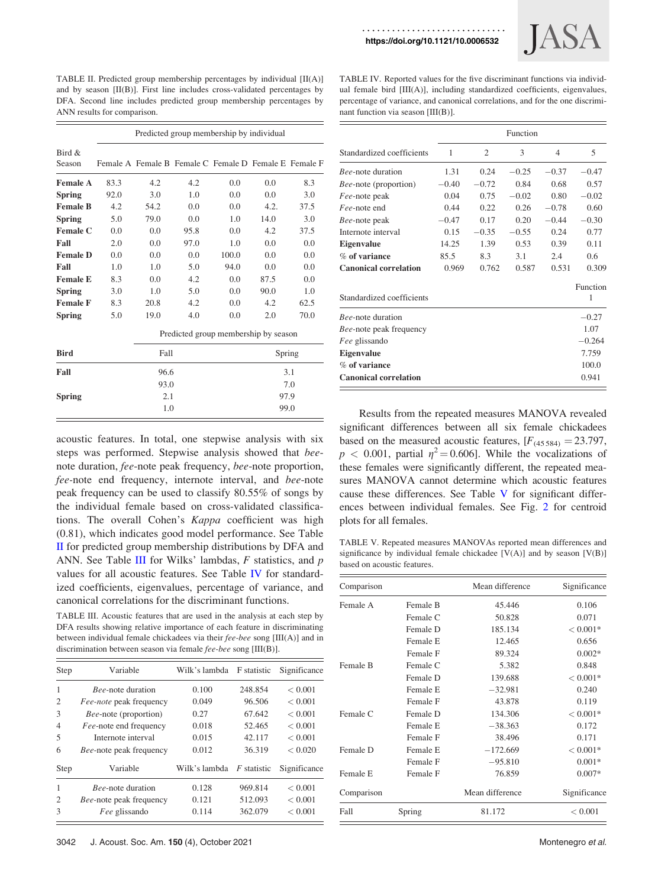TABLE II. Predicted group membership percentages by individual [II(A)] and by season [II(B)]. First line includes cross-validated percentages by DFA. Second line includes predicted group membership percentages by ANN results for comparison.

| | Predicted group membership by individual | | | | | |
|---|---|---|---|---|---|---|
| Bird & Season | Female A | Female B | Female C | Female D | Female E | Female F |
| **Female A** | 83.3 | 4.2 | 4.2 | 0.0 | 0.0 | 8.3 |
| **Spring** | 92.0 | 3.0 | 1.0 | 0.0 | 0.0 | 3.0 |
| **Female B** | 4.2 | 54.2 | 0.0 | 0.0 | 4.2. | 37.5 |
| **Spring** | 5.0 | 79.0 | 0.0 | 1.0 | 14.0 | 3.0 |
| **Female C** | 0.0 | 0.0 | 95.8 | 0.0 | 4.2 | 37.5 |
| **Fall** | 2.0 | 0.0 | 97.0 | 1.0 | 0.0 | 0.0 |
| **Female D** | 0.0 | 0.0 | 0.0 | 100.0 | 0.0 | 0.0 |
| **Fall** | 1.0 | 1.0 | 5.0 | 94.0 | 0.0 | 0.0 |
| **Female E** | 8.3 | 0.0 | 4.2 | 0.0 | 87.5 | 0.0 |
| **Spring** | 3.0 | 1.0 | 5.0 | 0.0 | 90.0 | 1.0 |
| **Female F** | 8.3 | 20.8 | 4.2 | 0.0 | 4.2 | 62.5 |
| **Spring** | 5.0 | 19.0 | 4.0 | 0.0 | 2.0 | 70.0 |

| | Predicted group membership by season | |
|---|---|---|
| **Bird** | Fall | Spring |
| **Fall** | 96.6 | 3.1 |
| | 93.0 | 7.0 |
| **Spring** | 2.1 | 97.9 |
| | 1.0 | 99.0 |

acoustic features. In total, one stepwise analysis with six steps was performed. Stepwise analysis showed that *bee*-note duration, *fee*-note peak frequency, *bee*-note proportion, *fee*-note end frequency, internote interval, and *bee*-note peak frequency can be used to classify 80.55% of songs by the individual female based on cross-validated classifications. The overall Cohen's *Kappa* coefficient was high (0.81), which indicates good model performance. See Table II for predicted group membership distributions by DFA and ANN. See Table III for Wilks' lambdas, *F* statistics, and *p* values for all acoustic features. See Table IV for standardized coefficients, eigenvalues, percentage of variance, and canonical correlations for the discriminant functions.

TABLE III. Acoustic features that are used in the analysis at each step by DFA results showing relative importance of each feature in discriminating between individual female chickadees via their *fee-bee* song [III(A)] and in discrimination between season via female *fee-bee* song [III(B)].

| Step | Variable | Wilk's lambda | F statistic | Significance |
|---|---|---|---|---|
| 1 | *Bee*-note duration | 0.100 | 248.854 | < 0.001 |
| 2 | *Fee-note* peak frequency | 0.049 | 96.506 | < 0.001 |
| 3 | *Bee*-note (proportion) | 0.27 | 67.642 | < 0.001 |
| 4 | *Fee*-note end frequency | 0.018 | 52.465 | < 0.001 |
| 5 | Internote interval | 0.015 | 42.117 | < 0.001 |
| 6 | *Bee*-note peak frequency | 0.012 | 36.319 | < 0.020 |
| **Step** | **Variable** | **Wilk's lambda** | ***F* statistic** | **Significance** |
| 1 | *Bee*-note duration | 0.128 | 969.814 | < 0.001 |
| 2 | *Bee*-note peak frequency | 0.121 | 512.093 | < 0.001 |
| 3 | *Fee* glissando | 0.114 | 362.079 | < 0.001 |

TABLE IV. Reported values for the five discriminant functions via individual female bird [III(A)], including standardized coefficients, eigenvalues, percentage of variance, and canonical correlations, and for the one discriminant function via season [III(B)].

| | Function | | | | |
|---|---|---|---|---|---|
| Standardized coefficients | 1 | 2 | 3 | 4 | 5 |
| *Bee*-note duration | 1.31 | 0.24 | −0.25 | −0.37 | −0.47 |
| *Bee*-note (proportion) | −0.40 | −0.72 | 0.84 | 0.68 | 0.57 |
| *Fee*-note peak | 0.04 | 0.75 | −0.02 | 0.80 | −0.02 |
| *Fee*-note end | 0.44 | 0.22 | 0.26 | −0.78 | 0.60 |
| *Bee*-note peak | −0.47 | 0.17 | 0.20 | −0.44 | −0.30 |
| Internote interval | 0.15 | −0.35 | −0.55 | 0.24 | 0.77 |
| **Eigenvalue** | 14.25 | 1.39 | 0.53 | 0.39 | 0.11 |
| **% of variance** | 85.5 | 8.3 | 3.1 | 2.4 | 0.6 |
| **Canonical correlation** | 0.969 | 0.762 | 0.587 | 0.531 | 0.309 |

| Standardized coefficients | Function 1 |
|---|---|
| *Bee*-note duration | −0.27 |
| *Bee*-note peak frequency | 1.07 |
| *Fee* glissando | −0.264 |
| **Eigenvalue** | 7.759 |
| **% of variance** | 100.0 |
| **Canonical correlation** | 0.941 |

Results from the repeated measures MANOVA revealed significant differences between all six female chickadees based on the measured acoustic features, [$F_{(45\,584)} = 23.797$, $p < 0.001$, partial $\eta^2 = 0.606$]. While the vocalizations of these females were significantly different, the repeated measures MANOVA cannot determine which acoustic features cause these differences. See Table V for significant differences between individual females. See Fig. 2 for centroid plots for all females.

TABLE V. Repeated measures MANOVAs reported mean differences and significance by individual female chickadee [V(A)] and by season [V(B)] based on acoustic features.

| Comparison | | Mean difference | Significance |
|---|---|---|---|
| Female A | Female B | 45.446 | 0.106 |
| | Female C | 50.828 | 0.071 |
| | Female D | 185.134 | < 0.001* |
| | Female E | 12.465 | 0.656 |
| | Female F | 89.324 | 0.002* |
| Female B | Female C | 5.382 | 0.848 |
| | Female D | 139.688 | < 0.001* |
| | Female E | −32.981 | 0.240 |
| | Female F | 43.878 | 0.119 |
| Female C | Female D | 134.306 | < 0.001* |
| | Female E | −38.363 | 0.172 |
| | Female F | 38.496 | 0.171 |
| Female D | Female E | −172.669 | < 0.001* |
| | Female F | −95.810 | 0.001* |
| Female E | Female F | 76.859 | 0.007* |
| **Comparison** | | **Mean difference** | **Significance** |
| Fall | Spring | 81.172 | < 0.001 |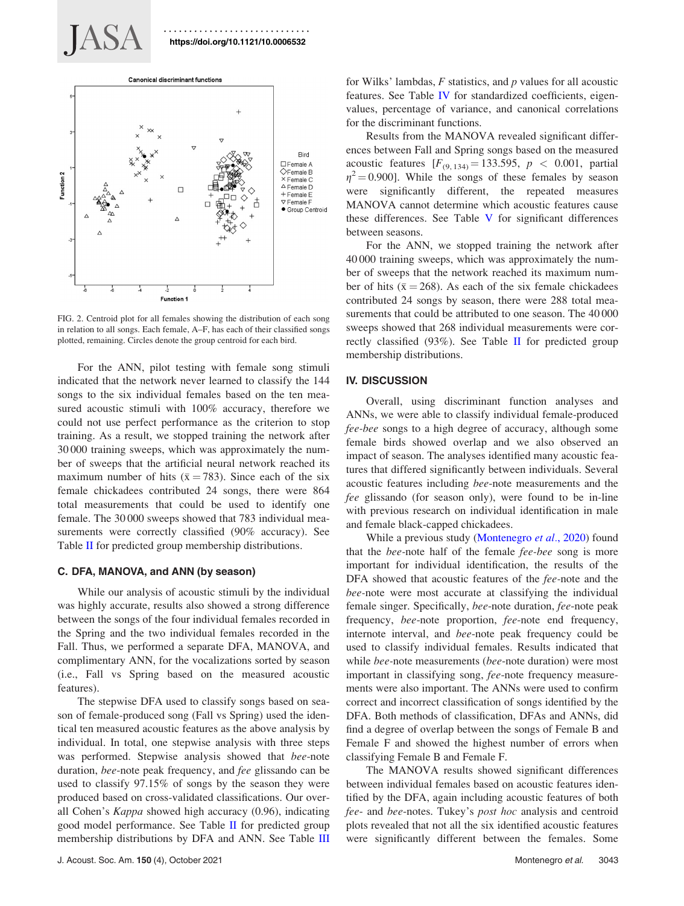FIG. 2. Centroid plot for all females showing the distribution of each song in relation to all songs. Each female, A–F, has each of their classified songs plotted, remaining. Circles denote the group centroid for each bird.

For the ANN, pilot testing with female song stimuli indicated that the network never learned to classify the 144 songs to the six individual females based on the ten measured acoustic stimuli with 100% accuracy, therefore we could not use perfect performance as the criterion to stop training. As a result, we stopped training the network after 30 000 training sweeps, which was approximately the number of sweeps that the artificial neural network reached its maximum number of hits ($\bar{x} = 783$). Since each of the six female chickadees contributed 24 songs, there were 864 total measurements that could be used to identify one female. The 30 000 sweeps showed that 783 individual measurements were correctly classified (90% accuracy). See Table II for predicted group membership distributions.

### C. DFA, MANOVA, and ANN (by season)

While our analysis of acoustic stimuli by the individual was highly accurate, results also showed a strong difference between the songs of the four individual females recorded in the Spring and the two individual females recorded in the Fall. Thus, we performed a separate DFA, MANOVA, and complimentary ANN, for the vocalizations sorted by season (i.e., Fall vs Spring based on the measured acoustic features).

The stepwise DFA used to classify songs based on season of female-produced song (Fall vs Spring) used the identical ten measured acoustic features as the above analysis by individual. In total, one stepwise analysis with three steps was performed. Stepwise analysis showed that *bee*-note duration, *bee*-note peak frequency, and *fee* glissando can be used to classify 97.15% of songs by the season they were produced based on cross-validated classifications. Our overall Cohen's *Kappa* showed high accuracy (0.96), indicating good model performance. See Table II for predicted group membership distributions by DFA and ANN. See Table III for Wilks' lambdas, *F* statistics, and *p* values for all acoustic features. See Table IV for standardized coefficients, eigenvalues, percentage of variance, and canonical correlations for the discriminant functions.

Results from the MANOVA revealed significant differences between Fall and Spring songs based on the measured acoustic features [$F_{(9, 134)} = 133.595$, $p < 0.001$, partial $\eta^2 = 0.900$]. While the songs of these females by season were significantly different, the repeated measures MANOVA cannot determine which acoustic features cause these differences. See Table V for significant differences between seasons.

For the ANN, we stopped training the network after 40 000 training sweeps, which was approximately the number of sweeps that the network reached its maximum number of hits ($\bar{x} = 268$). As each of the six female chickadees contributed 24 songs by season, there were 288 total measurements that could be attributed to one season. The 40 000 sweeps showed that 268 individual measurements were correctly classified (93%). See Table II for predicted group membership distributions.

## IV. DISCUSSION

Overall, using discriminant function analyses and ANNs, we were able to classify individual female-produced *fee-bee* songs to a high degree of accuracy, although some female birds showed overlap and we also observed an impact of season. The analyses identified many acoustic features that differed significantly between individuals. Several acoustic features including *bee*-note measurements and the *fee* glissando (for season only), were found to be in-line with previous research on individual identification in male and female black-capped chickadees.

While a previous study (Montenegro *et al.*, 2020) found that the *bee*-note half of the female *fee-bee* song is more important for individual identification, the results of the DFA showed that acoustic features of the *fee*-note and the *bee*-note were most accurate at classifying the individual female singer. Specifically, *bee*-note duration, *fee*-note peak frequency, *bee*-note proportion, *fee*-note end frequency, internote interval, and *bee*-note peak frequency could be used to classify individual females. Results indicated that while *bee*-note measurements (*bee*-note duration) were most important in classifying song, *fee*-note frequency measurements were also important. The ANNs were used to confirm correct and incorrect classification of songs identified by the DFA. Both methods of classification, DFAs and ANNs, did find a degree of overlap between the songs of Female B and Female F and showed the highest number of errors when classifying Female B and Female F.

The MANOVA results showed significant differences between individual females based on acoustic features identified by the DFA, again including acoustic features of both *fee*- and *bee*-notes. Tukey's *post hoc* analysis and centroid plots revealed that not all the six identified acoustic features were significantly different between the females. Some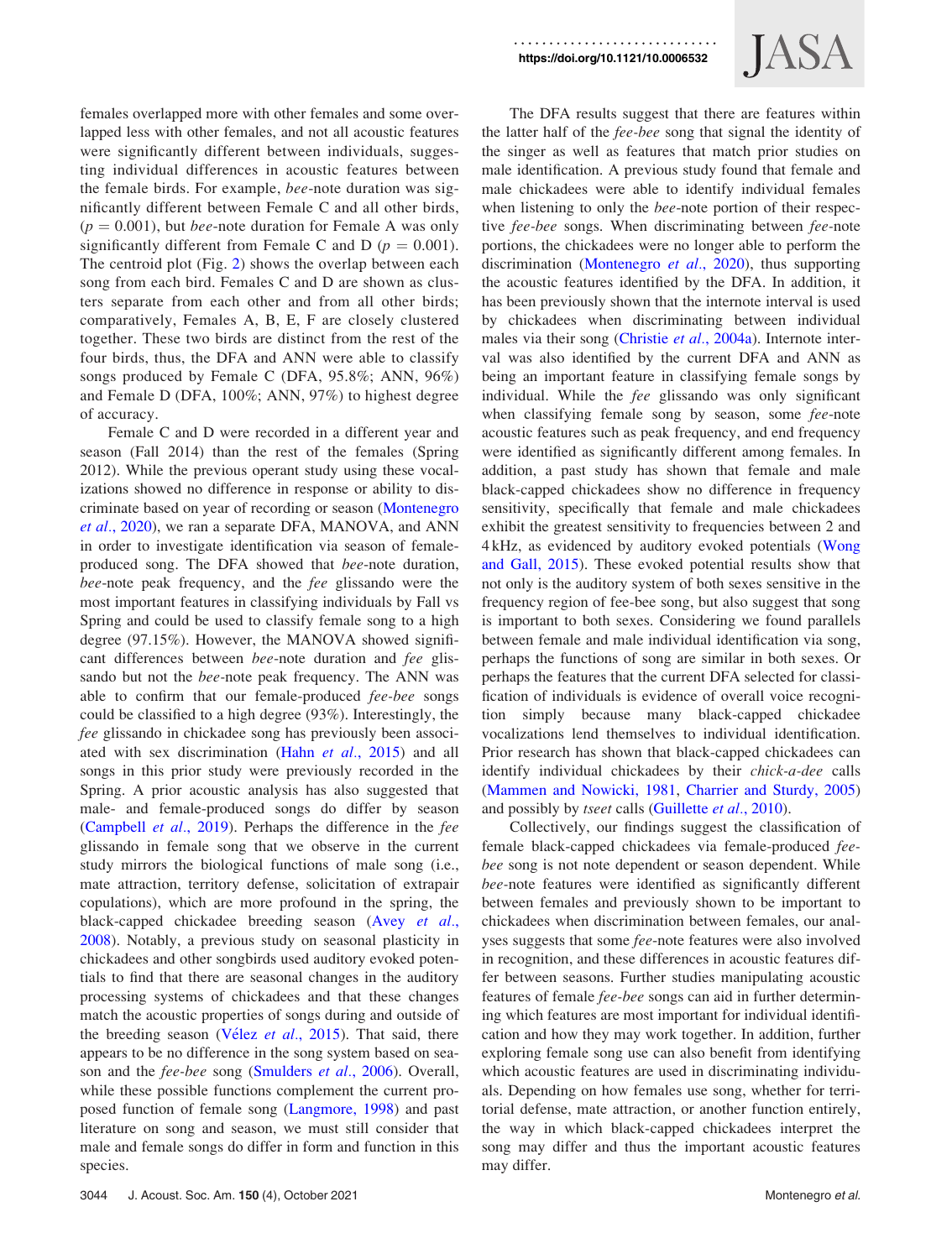females overlapped more with other females and some overlapped less with other females, and not all acoustic features were significantly different between individuals, suggesting individual differences in acoustic features between the female birds. For example, *bee*-note duration was significantly different between Female C and all other birds, ($p = 0.001$), but *bee*-note duration for Female A was only significantly different from Female C and D ($p = 0.001$). The centroid plot (Fig. 2) shows the overlap between each song from each bird. Females C and D are shown as clusters separate from each other and from all other birds; comparatively, Females A, B, E, F are closely clustered together. These two birds are distinct from the rest of the four birds, thus, the DFA and ANN were able to classify songs produced by Female C (DFA, 95.8%; ANN, 96%) and Female D (DFA, 100%; ANN, 97%) to highest degree of accuracy.

Female C and D were recorded in a different year and season (Fall 2014) than the rest of the females (Spring 2012). While the previous operant study using these vocalizations showed no difference in response or ability to discriminate based on year of recording or season (Montenegro *et al.*, 2020), we ran a separate DFA, MANOVA, and ANN in order to investigate identification via season of female-produced song. The DFA showed that *bee*-note duration, *bee*-note peak frequency, and the *fee* glissando were the most important features in classifying individuals by Fall vs Spring and could be used to classify female song to a high degree (97.15%). However, the MANOVA showed significant differences between *bee*-note duration and *fee* glissando but not the *bee*-note peak frequency. The ANN was able to confirm that our female-produced *fee-bee* songs could be classified to a high degree (93%). Interestingly, the *fee* glissando in chickadee song has previously been associated with sex discrimination (Hahn *et al.*, 2015) and all songs in this prior study were previously recorded in the Spring. A prior acoustic analysis has also suggested that male- and female-produced songs do differ by season (Campbell *et al.*, 2019). Perhaps the difference in the *fee* glissando in female song that we observe in the current study mirrors the biological functions of male song (i.e., mate attraction, territory defense, solicitation of extrapair copulations), which are more profound in the spring, the black-capped chickadee breeding season (Avey *et al.*, 2008). Notably, a previous study on seasonal plasticity in chickadees and other songbirds used auditory evoked potentials to find that there are seasonal changes in the auditory processing systems of chickadees and that these changes match the acoustic properties of songs during and outside of the breeding season (Vélez *et al.*, 2015). That said, there appears to be no difference in the song system based on season and the *fee-bee* song (Smulders *et al.*, 2006). Overall, while these possible functions complement the current proposed function of female song (Langmore, 1998) and past literature on song and season, we must still consider that male and female songs do differ in form and function in this species.

The DFA results suggest that there are features within the latter half of the *fee-bee* song that signal the identity of the singer as well as features that match prior studies on male identification. A previous study found that female and male chickadees were able to identify individual females when listening to only the *bee*-note portion of their respective *fee-bee* songs. When discriminating between *fee*-note portions, the chickadees were no longer able to perform the discrimination (Montenegro *et al.*, 2020), thus supporting the acoustic features identified by the DFA. In addition, it has been previously shown that the internote interval is used by chickadees when discriminating between individual males via their song (Christie *et al.*, 2004a). Internote interval was also identified by the current DFA and ANN as being an important feature in classifying female songs by individual. While the *fee* glissando was only significant when classifying female song by season, some *fee*-note acoustic features such as peak frequency, and end frequency were identified as significantly different among females. In addition, a past study has shown that female and male black-capped chickadees show no difference in frequency sensitivity, specifically that female and male chickadees exhibit the greatest sensitivity to frequencies between 2 and 4 kHz, as evidenced by auditory evoked potentials (Wong and Gall, 2015). These evoked potential results show that not only is the auditory system of both sexes sensitive in the frequency region of fee-bee song, but also suggest that song is important to both sexes. Considering we found parallels between female and male individual identification via song, perhaps the functions of song are similar in both sexes. Or perhaps the features that the current DFA selected for classification of individuals is evidence of overall voice recognition simply because many black-capped chickadee vocalizations lend themselves to individual identification. Prior research has shown that black-capped chickadees can identify individual chickadees by their *chick-a-dee* calls (Mammen and Nowicki, 1981, Charrier and Sturdy, 2005) and possibly by *tseet* calls (Guillette *et al.*, 2010).

Collectively, our findings suggest the classification of female black-capped chickadees via female-produced *fee-bee* song is not note dependent or season dependent. While *bee*-note features were identified as significantly different between females and previously shown to be important to chickadees when discrimination between females, our analyses suggests that some *fee*-note features were also involved in recognition, and these differences in acoustic features differ between seasons. Further studies manipulating acoustic features of female *fee-bee* songs can aid in further determining which features are most important for individual identification and how they may work together. In addition, further exploring female song use can also benefit from identifying which acoustic features are used in discriminating individuals. Depending on how females use song, whether for territorial defense, mate attraction, or another function entirely, the way in which black-capped chickadees interpret the song may differ and thus the important acoustic features may differ.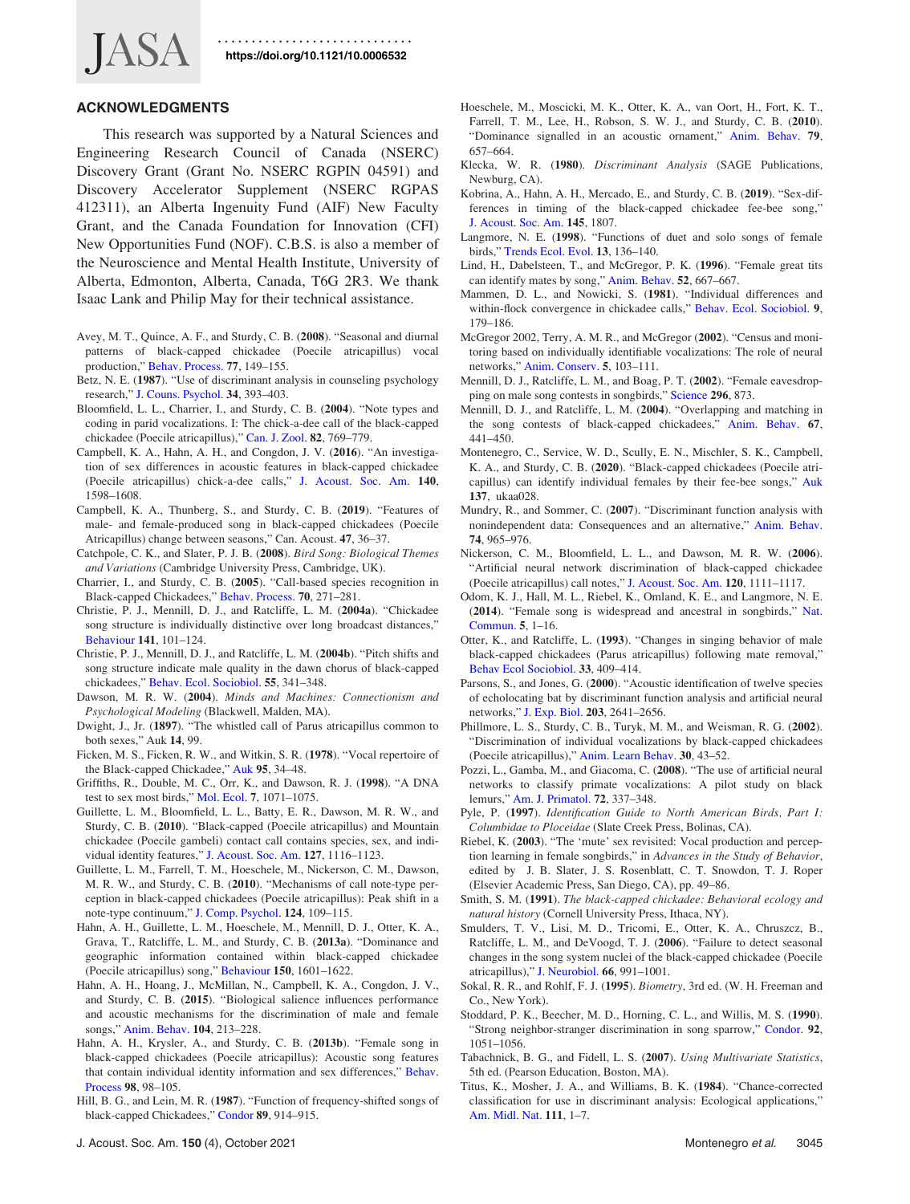## ACKNOWLEDGMENTS

This research was supported by a Natural Sciences and Engineering Research Council of Canada (NSERC) Discovery Grant (Grant No. NSERC RGPIN 04591) and Discovery Accelerator Supplement (NSERC RGPAS 412311), an Alberta Ingenuity Fund (AIF) New Faculty Grant, and the Canada Foundation for Innovation (CFI) New Opportunities Fund (NOF). C.B.S. is also a member of the Neuroscience and Mental Health Institute, University of Alberta, Edmonton, Alberta, Canada, T6G 2R3. We thank Isaac Lank and Philip May for their technical assistance.

Avey, M. T., Quince, A. F., and Sturdy, C. B. (**2008**). "Seasonal and diurnal patterns of black-capped chickadee (Poecile atricapillus) vocal production," Behav. Process. **77**, 149–155.

Betz, N. E. (**1987**). "Use of discriminant analysis in counseling psychology research," J. Couns. Psychol. **34**, 393–403.

Bloomfield, L. L., Charrier, I., and Sturdy, C. B. (**2004**). "Note types and coding in parid vocalizations. I: The chick-a-dee call of the black-capped chickadee (Poecile atricapillus)," Can. J. Zool. **82**, 769–779.

Campbell, K. A., Hahn, A. H., and Congdon, J. V. (**2016**). "An investigation of sex differences in acoustic features in black-capped chickadee (Poecile atricapillus) chick-a-dee calls," J. Acoust. Soc. Am. **140**, 1598–1608.

Campbell, K. A., Thunberg, S., and Sturdy, C. B. (**2019**). "Features of male- and female-produced song in black-capped chickadees (Poecile Atricapillus) change between seasons," Can. Acoust. **47**, 36–37.

Catchpole, C. K., and Slater, P. J. B. (**2008**). *Bird Song: Biological Themes and Variations* (Cambridge University Press, Cambridge, UK).

Charrier, I., and Sturdy, C. B. (**2005**). "Call-based species recognition in Black-capped Chickadees," Behav. Process. **70**, 271–281.

Christie, P. J., Mennill, D. J., and Ratcliffe, L. M. (**2004a**). "Chickadee song structure is individually distinctive over long broadcast distances," Behaviour **141**, 101–124.

Christie, P. J., Mennill, D. J., and Ratcliffe, L. M. (**2004b**). "Pitch shifts and song structure indicate male quality in the dawn chorus of black-capped chickadees," Behav. Ecol. Sociobiol. **55**, 341–348.

Dawson, M. R. W. (**2004**). *Minds and Machines: Connectionism and Psychological Modeling* (Blackwell, Malden, MA).

Dwight, J., Jr. (**1897**). "The whistled call of Parus atricapillus common to both sexes," Auk **14**, 99.

Ficken, M. S., Ficken, R. W., and Witkin, S. R. (**1978**). "Vocal repertoire of the Black-capped Chickadee," Auk **95**, 34–48.

Griffiths, R., Double, M. C., Orr, K., and Dawson, R. J. (**1998**). "A DNA test to sex most birds," Mol. Ecol. **7**, 1071–1075.

Guillette, L. M., Bloomfield, L. L., Batty, E. R., Dawson, M. R. W., and Sturdy, C. B. (**2010**). "Black-capped (Poecile atricapillus) and Mountain chickadee (Poecile gambeli) contact call contains species, sex, and individual identity features," J. Acoust. Soc. Am. **127**, 1116–1123.

Guillette, L. M., Farrell, T. M., Hoeschele, M., Nickerson, C. M., Dawson, M. R. W., and Sturdy, C. B. (**2010**). "Mechanisms of call note-type perception in black-capped chickadees (Poecile atricapillus): Peak shift in a note-type continuum," J. Comp. Psychol. **124**, 109–115.

Hahn, A. H., Guillette, L. M., Hoeschele, M., Mennill, D. J., Otter, K. A., Grava, T., Ratcliffe, L. M., and Sturdy, C. B. (**2013a**). "Dominance and geographic information contained within black-capped chickadee (Poecile atricapillus) song," Behaviour **150**, 1601–1622.

Hahn, A. H., Hoang, J., McMillan, N., Campbell, K. A., Congdon, J. V., and Sturdy, C. B. (**2015**). "Biological salience influences performance and acoustic mechanisms for the discrimination of male and female songs," Anim. Behav. **104**, 213–228.

Hahn, A. H., Krysler, A., and Sturdy, C. B. (**2013b**). "Female song in black-capped chickadees (Poecile atricapillus): Acoustic song features that contain individual identity information and sex differences," Behav. Process **98**, 98–105.

Hill, B. G., and Lein, M. R. (**1987**). "Function of frequency-shifted songs of black-capped Chickadees," Condor **89**, 914–915.

Hoeschele, M., Moscicki, M. K., Otter, K. A., van Oort, H., Fort, K. T., Farrell, T. M., Lee, H., Robson, S. W. J., and Sturdy, C. B. (**2010**). "Dominance signalled in an acoustic ornament," Anim. Behav. **79**, 657–664.

Klecka, W. R. (**1980**). *Discriminant Analysis* (SAGE Publications, Newburg, CA).

Kobrina, A., Hahn, A. H., Mercado, E., and Sturdy, C. B. (**2019**). "Sex-differences in timing of the black-capped chickadee fee-bee song," J. Acoust. Soc. Am. **145**, 1807.

Langmore, N. E. (**1998**). "Functions of duet and solo songs of female birds," Trends Ecol. Evol. **13**, 136–140.

Lind, H., Dabelsteen, T., and McGregor, P. K. (**1996**). "Female great tits can identify mates by song," Anim. Behav. **52**, 667–667.

Mammen, D. L., and Nowicki, S. (**1981**). "Individual differences and within-flock convergence in chickadee calls," Behav. Ecol. Sociobiol. **9**, 179–186.

McGregor 2002, Terry, A. M. R., and McGregor (**2002**). "Census and monitoring based on individually identifiable vocalizations: The role of neural networks," Anim. Conserv. **5**, 103–111.

Mennill, D. J., Ratcliffe, L. M., and Boag, P. T. (**2002**). "Female eavesdropping on male song contests in songbirds," Science **296**, 873.

Mennill, D. J., and Ratcliffe, L. M. (**2004**). "Overlapping and matching in the song contests of black-capped chickadees," Anim. Behav. **67**, 441–450.

Montenegro, C., Service, W. D., Scully, E. N., Mischler, S. K., Campbell, K. A., and Sturdy, C. B. (**2020**). "Black-capped chickadees (Poecile atricapillus) can identify individual females by their fee-bee songs," Auk **137**, ukaa028.

Mundry, R., and Sommer, C. (**2007**). "Discriminant function analysis with nonindependent data: Consequences and an alternative," Anim. Behav. **74**, 965–976.

Nickerson, C. M., Bloomfield, L. L., and Dawson, M. R. W. (**2006**). "Artificial neural network discrimination of black-capped chickadee (Poecile atricapillus) call notes," J. Acoust. Soc. Am. **120**, 1111–1117.

Odom, K. J., Hall, M. L., Riebel, K., Omland, K. E., and Langmore, N. E. (**2014**). "Female song is widespread and ancestral in songbirds," Nat. Commun. **5**, 1–16.

Otter, K., and Ratcliffe, L. (**1993**). "Changes in singing behavior of male black-capped chickadees (Parus atricapillus) following mate removal," Behav Ecol Sociobiol. **33**, 409–414.

Parsons, S., and Jones, G. (**2000**). "Acoustic identification of twelve species of echolocating bat by discriminant function analysis and artificial neural networks," J. Exp. Biol. **203**, 2641–2656.

Phillmore, L. S., Sturdy, C. B., Turyk, M. M., and Weisman, R. G. (**2002**). "Discrimination of individual vocalizations by black-capped chickadees (Poecile atricapillus)," Anim. Learn Behav. **30**, 43–52.

Pozzi, L., Gamba, M., and Giacoma, C. (**2008**). "The use of artificial neural networks to classify primate vocalizations: A pilot study on black lemurs," Am. J. Primatol. **72**, 337–348.

Pyle, P. (**1997**). *Identification Guide to North American Birds, Part I: Columbidae to Ploceidae* (Slate Creek Press, Bolinas, CA).

Riebel, K. (**2003**). "The 'mute' sex revisited: Vocal production and perception learning in female songbirds," in *Advances in the Study of Behavior*, edited by J. B. Slater, J. S. Rosenblatt, C. T. Snowdon, T. J. Roper (Elsevier Academic Press, San Diego, CA), pp. 49–86.

Smith, S. M. (**1991**). *The black-capped chickadee: Behavioral ecology and natural history* (Cornell University Press, Ithaca, NY).

Smulders, T. V., Lisi, M. D., Tricomi, E., Otter, K. A., Chruszcz, B., Ratcliffe, L. M., and DeVoogd, T. J. (**2006**). "Failure to detect seasonal changes in the song system nuclei of the black-capped chickadee (Poecile atricapillus)," J. Neurobiol. **66**, 991–1001.

Sokal, R. R., and Rohlf, F. J. (**1995**). *Biometry*, 3rd ed. (W. H. Freeman and Co., New York).

Stoddard, P. K., Beecher, M. D., Horning, C. L., and Willis, M. S. (**1990**). "Strong neighbor-stranger discrimination in song sparrow," Condor. **92**, 1051–1056.

Tabachnick, B. G., and Fidell, L. S. (**2007**). *Using Multivariate Statistics*, 5th ed. (Pearson Education, Boston, MA).

Titus, K., Mosher, J. A., and Williams, B. K. (**1984**). "Chance-corrected classification for use in discriminant analysis: Ecological applications," Am. Midl. Nat. **111**, 1–7.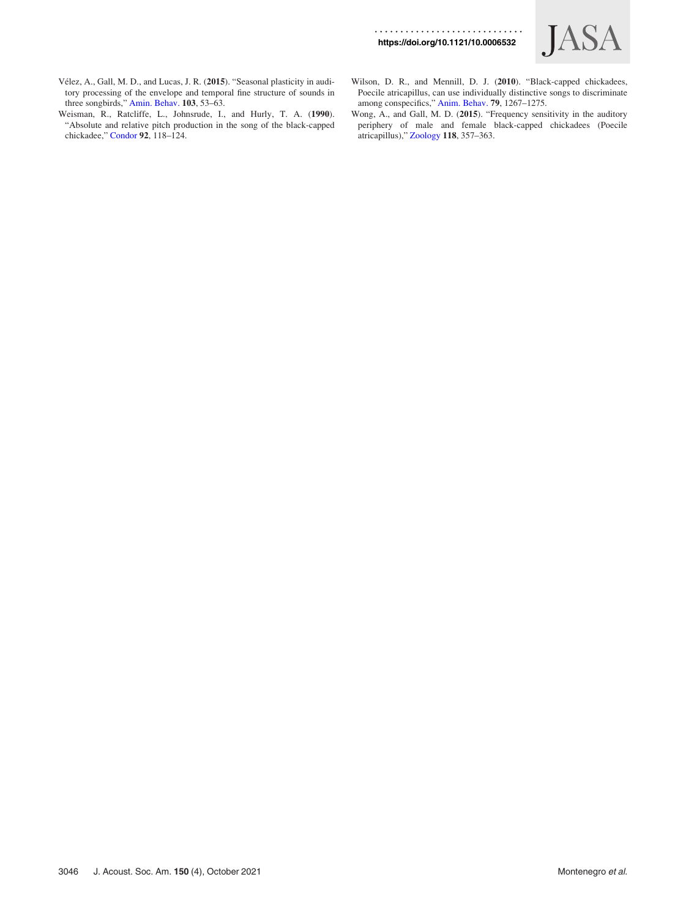Vélez, A., Gall, M. D., and Lucas, J. R. (**2015**). "Seasonal plasticity in auditory processing of the envelope and temporal fine structure of sounds in three songbirds," Amin. Behav. **103**, 53–63.

Weisman, R., Ratcliffe, L., Johnsrude, I., and Hurly, T. A. (**1990**). "Absolute and relative pitch production in the song of the black-capped chickadee," Condor **92**, 118–124.

Wilson, D. R., and Mennill, D. J. (**2010**). "Black-capped chickadees, Poecile atricapillus, can use individually distinctive songs to discriminate among conspecifics," Anim. Behav. **79**, 1267–1275.

Wong, A., and Gall, M. D. (**2015**). "Frequency sensitivity in the auditory periphery of male and female black-capped chickadees (Poecile atricapillus)," Zoology **118**, 357–363.